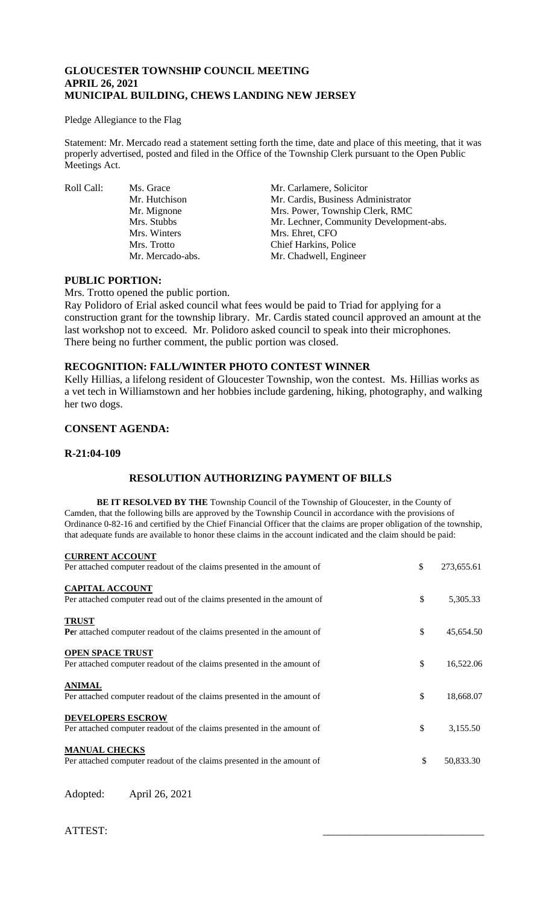# GLOUCESTER TOWNSHIP COUNCIL MEETING
# APRIL 26, 2021
# MUNICIPAL BUILDING, CHEWS LANDING NEW JERSEY

Pledge Allegiance to the Flag

Statement: Mr. Mercado read a statement setting forth the time, date and place of this meeting, that it was properly advertised, posted and filed in the Office of the Township Clerk pursuant to the Open Public Meetings Act.

| Roll Call: | | |
|---|---|---|
| | Ms. Grace | Mr. Carlamere, Solicitor |
| | Mr. Hutchison | Mr. Cardis, Business Administrator |
| | Mr. Mignone | Mrs. Power, Township Clerk, RMC |
| | Mrs. Stubbs | Mr. Lechner, Community Development-abs. |
| | Mrs. Winters | Mrs. Ehret, CFO |
| | Mrs. Trotto | Chief Harkins, Police |
| | Mr. Mercado-abs. | Mr. Chadwell, Engineer |

## PUBLIC PORTION:

Mrs. Trotto opened the public portion.

Ray Polidoro of Erial asked council what fees would be paid to Triad for applying for a construction grant for the township library. Mr. Cardis stated council approved an amount at the last workshop not to exceed. Mr. Polidoro asked council to speak into their microphones. There being no further comment, the public portion was closed.

## RECOGNITION: FALL/WINTER PHOTO CONTEST WINNER

Kelly Hillias, a lifelong resident of Gloucester Township, won the contest. Ms. Hillias works as a vet tech in Williamstown and her hobbies include gardening, hiking, photography, and walking her two dogs.

## CONSENT AGENDA:

## R-21:04-109

### RESOLUTION AUTHORIZING PAYMENT OF BILLS

**BE IT RESOLVED BY THE** Township Council of the Township of Gloucester, in the County of Camden, that the following bills are approved by the Township Council in accordance with the provisions of Ordinance 0-82-16 and certified by the Chief Financial Officer that the claims are proper obligation of the township, that adequate funds are available to honor these claims in the account indicated and the claim should be paid:

| | | |
|---|---|---|
| **CURRENT ACCOUNT**<br>Per attached computer readout of the claims presented in the amount of | $ | 273,655.61 |
| **CAPITAL ACCOUNT**<br>Per attached computer read out of the claims presented in the amount of | $ | 5,305.33 |
| **TRUST**<br>Per attached computer readout of the claims presented in the amount of | $ | 45,654.50 |
| **OPEN SPACE TRUST**<br>Per attached computer readout of the claims presented in the amount of | $ | 16,522.06 |
| **ANIMAL**<br>Per attached computer readout of the claims presented in the amount of | $ | 18,668.07 |
| **DEVELOPERS ESCROW**<br>Per attached computer readout of the claims presented in the amount of | $ | 3,155.50 |
| **MANUAL CHECKS**<br>Per attached computer readout of the claims presented in the amount of | $ | 50,833.30 |

Adopted: April 26, 2021

ATTEST: \_\_\_\_\_\_\_\_\_\_\_\_\_\_\_\_\_\_\_\_\_\_\_\_\_\_\_\_\_\_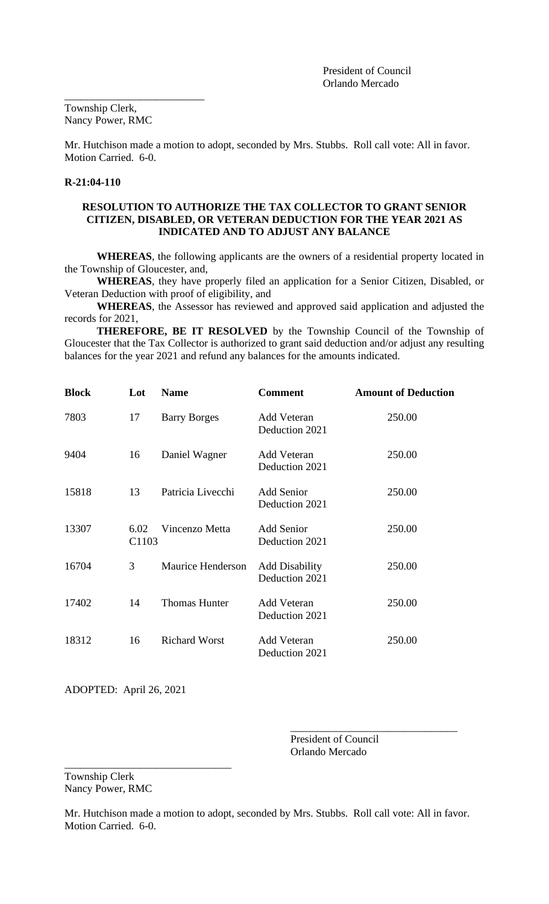President of Council
Orlando Mercado

\_\_\_\_\_\_\_\_\_\_\_\_\_\_\_\_\_\_\_\_\_\_\_\_\_\_

Township Clerk,
Nancy Power, RMC

Mr. Hutchison made a motion to adopt, seconded by Mrs. Stubbs. Roll call vote: All in favor. Motion Carried. 6-0.

**R-21:04-110**

**RESOLUTION TO AUTHORIZE THE TAX COLLECTOR TO GRANT SENIOR CITIZEN, DISABLED, OR VETERAN DEDUCTION FOR THE YEAR 2021 AS INDICATED AND TO ADJUST ANY BALANCE**

**WHEREAS**, the following applicants are the owners of a residential property located in the Township of Gloucester, and,

**WHEREAS**, they have properly filed an application for a Senior Citizen, Disabled, or Veteran Deduction with proof of eligibility, and

**WHEREAS**, the Assessor has reviewed and approved said application and adjusted the records for 2021,

**THEREFORE, BE IT RESOLVED** by the Township Council of the Township of Gloucester that the Tax Collector is authorized to grant said deduction and/or adjust any resulting balances for the year 2021 and refund any balances for the amounts indicated.

| Block | Lot | Name | Comment | Amount of Deduction |
|---|---|---|---|---|
| 7803 | 17 | Barry Borges | Add Veteran Deduction 2021 | 250.00 |
| 9404 | 16 | Daniel Wagner | Add Veteran Deduction 2021 | 250.00 |
| 15818 | 13 | Patricia Livecchi | Add Senior Deduction 2021 | 250.00 |
| 13307 | 6.02 C1103 | Vincenzo Metta | Add Senior Deduction 2021 | 250.00 |
| 16704 | 3 | Maurice Henderson | Add Disability Deduction 2021 | 250.00 |
| 17402 | 14 | Thomas Hunter | Add Veteran Deduction 2021 | 250.00 |
| 18312 | 16 | Richard Worst | Add Veteran Deduction 2021 | 250.00 |

ADOPTED: April 26, 2021

\_\_\_\_\_\_\_\_\_\_\_\_\_\_\_\_\_\_\_\_\_\_\_\_\_\_\_\_\_\_\_

President of Council
Orlando Mercado

\_\_\_\_\_\_\_\_\_\_\_\_\_\_\_\_\_\_\_\_\_\_\_\_\_\_\_\_\_\_\_

Township Clerk
Nancy Power, RMC

Mr. Hutchison made a motion to adopt, seconded by Mrs. Stubbs. Roll call vote: All in favor. Motion Carried. 6-0.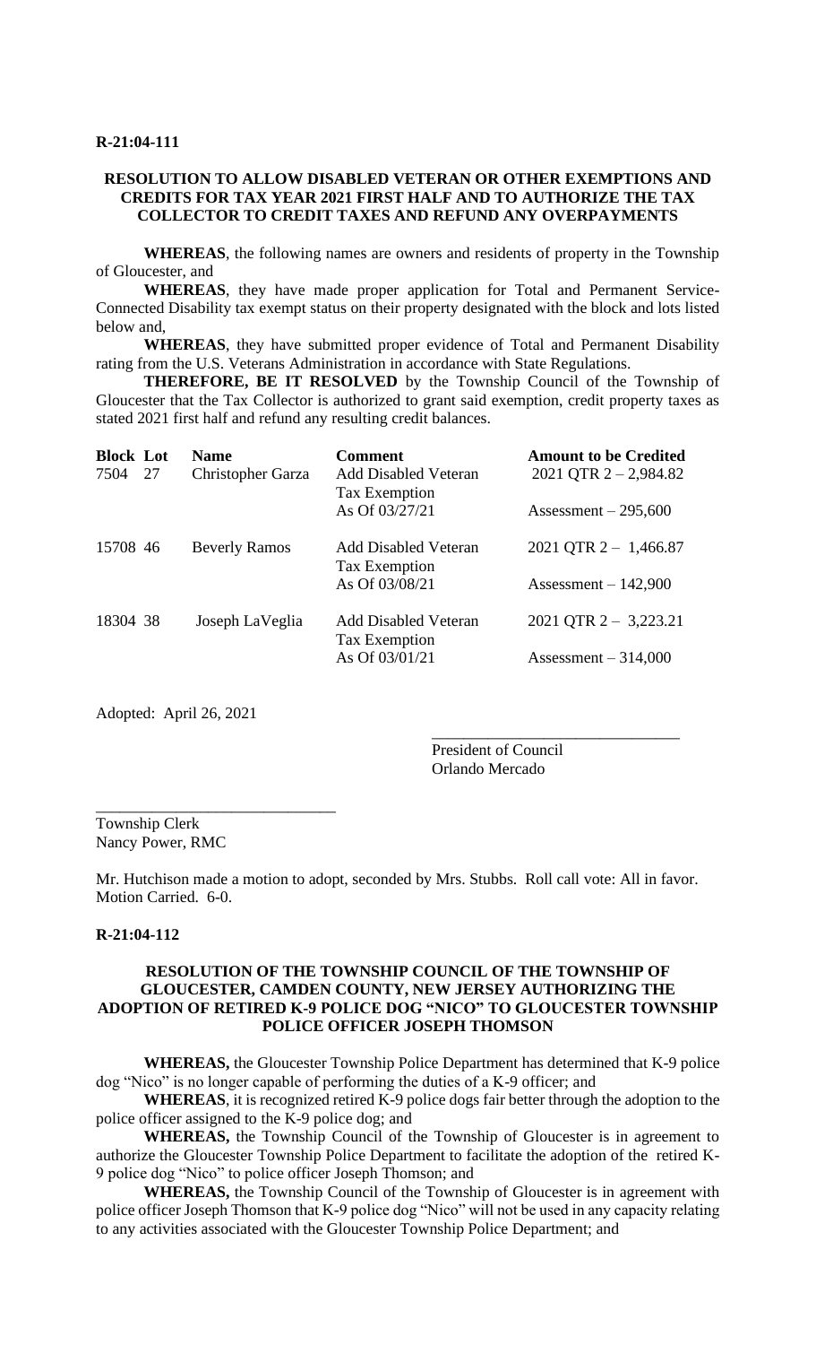**R-21:04-111**

**RESOLUTION TO ALLOW DISABLED VETERAN OR OTHER EXEMPTIONS AND CREDITS FOR TAX YEAR 2021 FIRST HALF AND TO AUTHORIZE THE TAX COLLECTOR TO CREDIT TAXES AND REFUND ANY OVERPAYMENTS**

**WHEREAS**, the following names are owners and residents of property in the Township of Gloucester, and

**WHEREAS**, they have made proper application for Total and Permanent Service-Connected Disability tax exempt status on their property designated with the block and lots listed below and,

**WHEREAS**, they have submitted proper evidence of Total and Permanent Disability rating from the U.S. Veterans Administration in accordance with State Regulations.

**THEREFORE, BE IT RESOLVED** by the Township Council of the Township of Gloucester that the Tax Collector is authorized to grant said exemption, credit property taxes as stated 2021 first half and refund any resulting credit balances.

| Block | Lot | Name | Comment | Amount to be Credited |
|---|---|---|---|---|
| 7504 | 27 | Christopher Garza | Add Disabled Veteran Tax Exemption As Of 03/27/21 | 2021 QTR 2 – 2,984.82<br>Assessment – 295,600 |
| 15708 | 46 | Beverly Ramos | Add Disabled Veteran Tax Exemption As Of 03/08/21 | 2021 QTR 2 – 1,466.87<br>Assessment – 142,900 |
| 18304 | 38 | Joseph LaVeglia | Add Disabled Veteran Tax Exemption As Of 03/01/21 | 2021 QTR 2 – 3,223.21<br>Assessment – 314,000 |

Adopted: April 26, 2021

\_\_\_\_\_\_\_\_\_\_\_\_\_\_\_\_\_\_\_\_\_\_\_\_\_\_\_\_\_\_
President of Council
Orlando Mercado

\_\_\_\_\_\_\_\_\_\_\_\_\_\_\_\_\_\_\_\_\_\_\_\_\_\_\_\_\_\_
Township Clerk
Nancy Power, RMC

Mr. Hutchison made a motion to adopt, seconded by Mrs. Stubbs. Roll call vote: All in favor. Motion Carried. 6-0.

**R-21:04-112**

**RESOLUTION OF THE TOWNSHIP COUNCIL OF THE TOWNSHIP OF GLOUCESTER, CAMDEN COUNTY, NEW JERSEY AUTHORIZING THE ADOPTION OF RETIRED K-9 POLICE DOG "NICO" TO GLOUCESTER TOWNSHIP POLICE OFFICER JOSEPH THOMSON**

**WHEREAS,** the Gloucester Township Police Department has determined that K-9 police dog "Nico" is no longer capable of performing the duties of a K-9 officer; and

**WHEREAS**, it is recognized retired K-9 police dogs fair better through the adoption to the police officer assigned to the K-9 police dog; and

**WHEREAS,** the Township Council of the Township of Gloucester is in agreement to authorize the Gloucester Township Police Department to facilitate the adoption of the retired K-9 police dog "Nico" to police officer Joseph Thomson; and

**WHEREAS,** the Township Council of the Township of Gloucester is in agreement with police officer Joseph Thomson that K-9 police dog "Nico" will not be used in any capacity relating to any activities associated with the Gloucester Township Police Department; and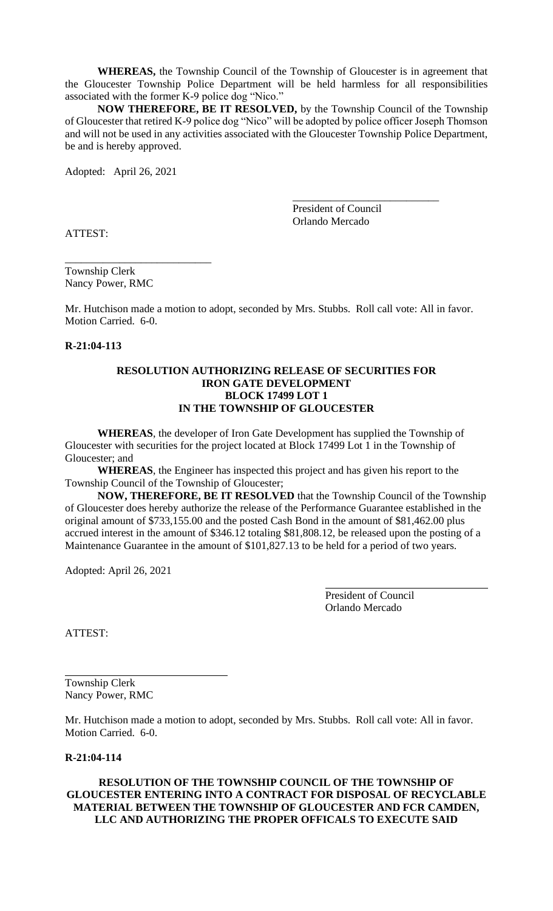**WHEREAS,** the Township Council of the Township of Gloucester is in agreement that the Gloucester Township Police Department will be held harmless for all responsibilities associated with the former K-9 police dog "Nico."

**NOW THEREFORE, BE IT RESOLVED,** by the Township Council of the Township of Gloucester that retired K-9 police dog "Nico" will be adopted by police officer Joseph Thomson and will not be used in any activities associated with the Gloucester Township Police Department, be and is hereby approved.

Adopted: April 26, 2021

\_\_\_\_\_\_\_\_\_\_\_\_\_\_\_\_\_\_\_\_\_\_\_\_\_\_\_
President of Council
Orlando Mercado

ATTEST:

\_\_\_\_\_\_\_\_\_\_\_\_\_\_\_\_\_\_\_\_\_\_\_\_\_\_\_
Township Clerk
Nancy Power, RMC

Mr. Hutchison made a motion to adopt, seconded by Mrs. Stubbs. Roll call vote: All in favor. Motion Carried. 6-0.

**R-21:04-113**

**RESOLUTION AUTHORIZING RELEASE OF SECURITIES FOR IRON GATE DEVELOPMENT BLOCK 17499 LOT 1 IN THE TOWNSHIP OF GLOUCESTER**

**WHEREAS**, the developer of Iron Gate Development has supplied the Township of Gloucester with securities for the project located at Block 17499 Lot 1 in the Township of Gloucester; and

**WHEREAS**, the Engineer has inspected this project and has given his report to the Township Council of the Township of Gloucester;

**NOW, THEREFORE, BE IT RESOLVED** that the Township Council of the Township of Gloucester does hereby authorize the release of the Performance Guarantee established in the original amount of $733,155.00 and the posted Cash Bond in the amount of $81,462.00 plus accrued interest in the amount of $346.12 totaling $81,808.12, be released upon the posting of a Maintenance Guarantee in the amount of $101,827.13 to be held for a period of two years.

Adopted: April 26, 2021

\_\_\_\_\_\_\_\_\_\_\_\_\_\_\_\_\_\_\_\_\_\_\_\_\_\_\_
President of Council
Orlando Mercado

ATTEST:

\_\_\_\_\_\_\_\_\_\_\_\_\_\_\_\_\_\_\_\_\_\_\_\_\_\_\_
Township Clerk
Nancy Power, RMC

Mr. Hutchison made a motion to adopt, seconded by Mrs. Stubbs. Roll call vote: All in favor. Motion Carried. 6-0.

**R-21:04-114**

**RESOLUTION OF THE TOWNSHIP COUNCIL OF THE TOWNSHIP OF GLOUCESTER ENTERING INTO A CONTRACT FOR DISPOSAL OF RECYCLABLE MATERIAL BETWEEN THE TOWNSHIP OF GLOUCESTER AND FCR CAMDEN, LLC AND AUTHORIZING THE PROPER OFFICALS TO EXECUTE SAID**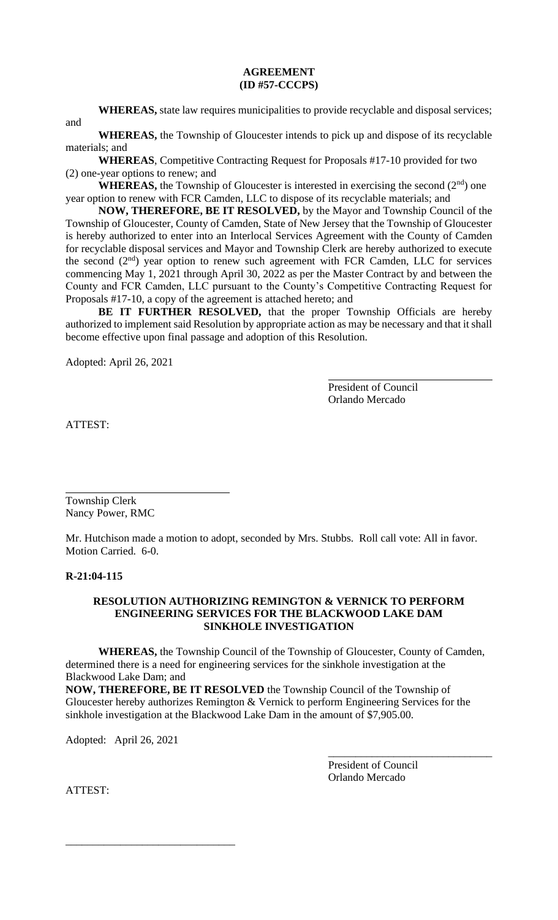**AGREEMENT**
**(ID #57-CCCPS)**

**WHEREAS,** state law requires municipalities to provide recyclable and disposal services; and

**WHEREAS,** the Township of Gloucester intends to pick up and dispose of its recyclable materials; and

**WHEREAS**, Competitive Contracting Request for Proposals #17-10 provided for two (2) one-year options to renew; and

**WHEREAS,** the Township of Gloucester is interested in exercising the second (2nd) one year option to renew with FCR Camden, LLC to dispose of its recyclable materials; and

**NOW, THEREFORE, BE IT RESOLVED,** by the Mayor and Township Council of the Township of Gloucester, County of Camden, State of New Jersey that the Township of Gloucester is hereby authorized to enter into an Interlocal Services Agreement with the County of Camden for recyclable disposal services and Mayor and Township Clerk are hereby authorized to execute the second (2nd) year option to renew such agreement with FCR Camden, LLC for services commencing May 1, 2021 through April 30, 2022 as per the Master Contract by and between the County and FCR Camden, LLC pursuant to the County's Competitive Contracting Request for Proposals #17-10, a copy of the agreement is attached hereto; and

**BE IT FURTHER RESOLVED,** that the proper Township Officials are hereby authorized to implement said Resolution by appropriate action as may be necessary and that it shall become effective upon final passage and adoption of this Resolution.

Adopted: April 26, 2021

President of Council
Orlando Mercado

ATTEST:

Township Clerk
Nancy Power, RMC

Mr. Hutchison made a motion to adopt, seconded by Mrs. Stubbs. Roll call vote: All in favor. Motion Carried. 6-0.

**R-21:04-115**

**RESOLUTION AUTHORIZING REMINGTON & VERNICK TO PERFORM ENGINEERING SERVICES FOR THE BLACKWOOD LAKE DAM SINKHOLE INVESTIGATION**

**WHEREAS,** the Township Council of the Township of Gloucester, County of Camden, determined there is a need for engineering services for the sinkhole investigation at the Blackwood Lake Dam; and

**NOW, THEREFORE, BE IT RESOLVED** the Township Council of the Township of Gloucester hereby authorizes Remington & Vernick to perform Engineering Services for the sinkhole investigation at the Blackwood Lake Dam in the amount of $7,905.00.

Adopted: April 26, 2021

President of Council
Orlando Mercado

ATTEST: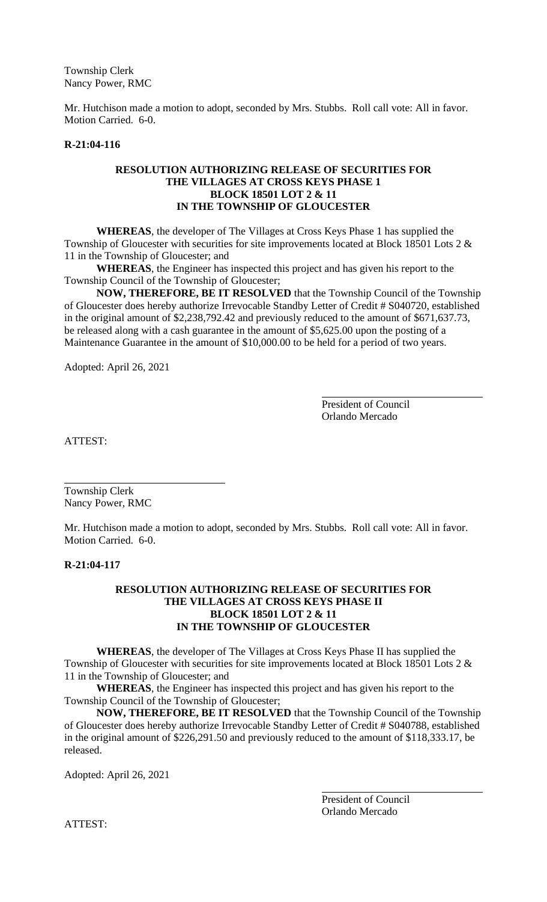Township Clerk
Nancy Power, RMC

Mr. Hutchison made a motion to adopt, seconded by Mrs. Stubbs. Roll call vote: All in favor. Motion Carried. 6-0.

**R-21:04-116**

**RESOLUTION AUTHORIZING RELEASE OF SECURITIES FOR THE VILLAGES AT CROSS KEYS PHASE 1 BLOCK 18501 LOT 2 & 11 IN THE TOWNSHIP OF GLOUCESTER**

**WHEREAS**, the developer of The Villages at Cross Keys Phase 1 has supplied the Township of Gloucester with securities for site improvements located at Block 18501 Lots 2 & 11 in the Township of Gloucester; and

**WHEREAS**, the Engineer has inspected this project and has given his report to the Township Council of the Township of Gloucester;

**NOW, THEREFORE, BE IT RESOLVED** that the Township Council of the Township of Gloucester does hereby authorize Irrevocable Standby Letter of Credit # S040720, established in the original amount of $2,238,792.42 and previously reduced to the amount of $671,637.73, be released along with a cash guarantee in the amount of $5,625.00 upon the posting of a Maintenance Guarantee in the amount of $10,000.00 to be held for a period of two years.

Adopted: April 26, 2021

President of Council
Orlando Mercado

ATTEST:

Township Clerk
Nancy Power, RMC

Mr. Hutchison made a motion to adopt, seconded by Mrs. Stubbs. Roll call vote: All in favor. Motion Carried. 6-0.

**R-21:04-117**

**RESOLUTION AUTHORIZING RELEASE OF SECURITIES FOR THE VILLAGES AT CROSS KEYS PHASE II BLOCK 18501 LOT 2 & 11 IN THE TOWNSHIP OF GLOUCESTER**

**WHEREAS**, the developer of The Villages at Cross Keys Phase II has supplied the Township of Gloucester with securities for site improvements located at Block 18501 Lots 2 & 11 in the Township of Gloucester; and

**WHEREAS**, the Engineer has inspected this project and has given his report to the Township Council of the Township of Gloucester;

**NOW, THEREFORE, BE IT RESOLVED** that the Township Council of the Township of Gloucester does hereby authorize Irrevocable Standby Letter of Credit # S040788, established in the original amount of $226,291.50 and previously reduced to the amount of $118,333.17, be released.

Adopted: April 26, 2021

President of Council
Orlando Mercado

ATTEST: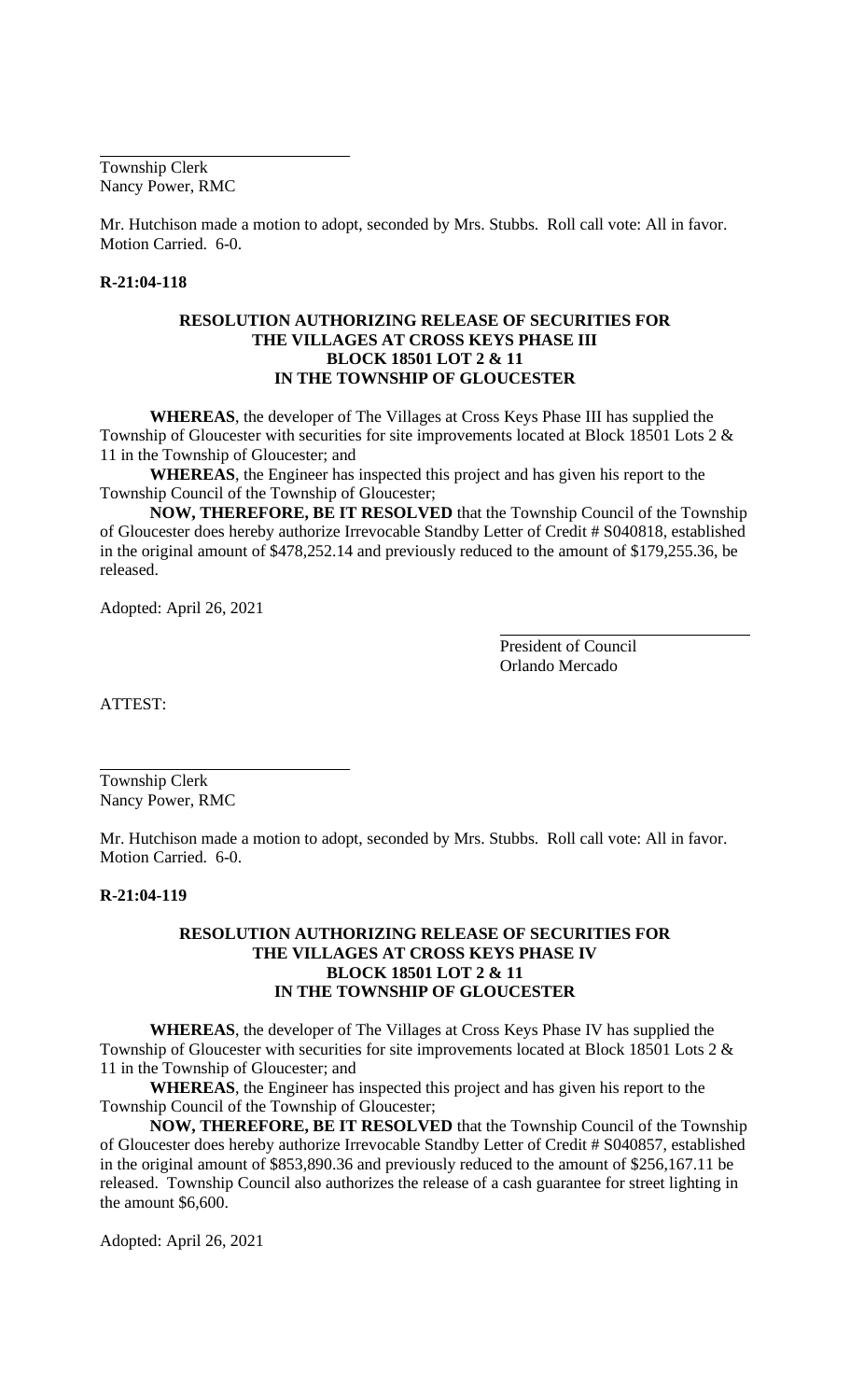Township Clerk
Nancy Power, RMC

Mr. Hutchison made a motion to adopt, seconded by Mrs. Stubbs. Roll call vote: All in favor. Motion Carried. 6-0.

**R-21:04-118**

**RESOLUTION AUTHORIZING RELEASE OF SECURITIES FOR THE VILLAGES AT CROSS KEYS PHASE III BLOCK 18501 LOT 2 & 11 IN THE TOWNSHIP OF GLOUCESTER**

**WHEREAS**, the developer of The Villages at Cross Keys Phase III has supplied the Township of Gloucester with securities for site improvements located at Block 18501 Lots 2 & 11 in the Township of Gloucester; and

**WHEREAS**, the Engineer has inspected this project and has given his report to the Township Council of the Township of Gloucester;

**NOW, THEREFORE, BE IT RESOLVED** that the Township Council of the Township of Gloucester does hereby authorize Irrevocable Standby Letter of Credit # S040818, established in the original amount of $478,252.14 and previously reduced to the amount of $179,255.36, be released.

Adopted: April 26, 2021

President of Council
Orlando Mercado

ATTEST:

Township Clerk
Nancy Power, RMC

Mr. Hutchison made a motion to adopt, seconded by Mrs. Stubbs. Roll call vote: All in favor. Motion Carried. 6-0.

**R-21:04-119**

**RESOLUTION AUTHORIZING RELEASE OF SECURITIES FOR THE VILLAGES AT CROSS KEYS PHASE IV BLOCK 18501 LOT 2 & 11 IN THE TOWNSHIP OF GLOUCESTER**

**WHEREAS**, the developer of The Villages at Cross Keys Phase IV has supplied the Township of Gloucester with securities for site improvements located at Block 18501 Lots 2 & 11 in the Township of Gloucester; and

**WHEREAS**, the Engineer has inspected this project and has given his report to the Township Council of the Township of Gloucester;

**NOW, THEREFORE, BE IT RESOLVED** that the Township Council of the Township of Gloucester does hereby authorize Irrevocable Standby Letter of Credit # S040857, established in the original amount of $853,890.36 and previously reduced to the amount of $256,167.11 be released. Township Council also authorizes the release of a cash guarantee for street lighting in the amount $6,600.

Adopted: April 26, 2021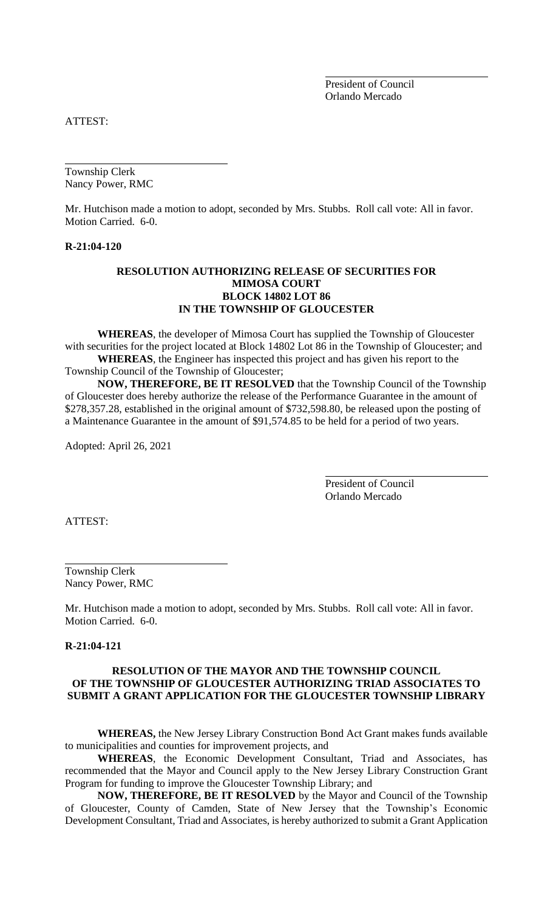President of Council
Orlando Mercado

ATTEST:

Township Clerk
Nancy Power, RMC

Mr. Hutchison made a motion to adopt, seconded by Mrs. Stubbs. Roll call vote: All in favor. Motion Carried. 6-0.

**R-21:04-120**

**RESOLUTION AUTHORIZING RELEASE OF SECURITIES FOR MIMOSA COURT BLOCK 14802 LOT 86 IN THE TOWNSHIP OF GLOUCESTER**

**WHEREAS**, the developer of Mimosa Court has supplied the Township of Gloucester with securities for the project located at Block 14802 Lot 86 in the Township of Gloucester; and

**WHEREAS**, the Engineer has inspected this project and has given his report to the Township Council of the Township of Gloucester;

**NOW, THEREFORE, BE IT RESOLVED** that the Township Council of the Township of Gloucester does hereby authorize the release of the Performance Guarantee in the amount of $278,357.28, established in the original amount of $732,598.80, be released upon the posting of a Maintenance Guarantee in the amount of $91,574.85 to be held for a period of two years.

Adopted: April 26, 2021

President of Council
Orlando Mercado

ATTEST:

Township Clerk
Nancy Power, RMC

Mr. Hutchison made a motion to adopt, seconded by Mrs. Stubbs. Roll call vote: All in favor. Motion Carried. 6-0.

**R-21:04-121**

**RESOLUTION OF THE MAYOR AND THE TOWNSHIP COUNCIL OF THE TOWNSHIP OF GLOUCESTER AUTHORIZING TRIAD ASSOCIATES TO SUBMIT A GRANT APPLICATION FOR THE GLOUCESTER TOWNSHIP LIBRARY**

**WHEREAS,** the New Jersey Library Construction Bond Act Grant makes funds available to municipalities and counties for improvement projects, and

**WHEREAS**, the Economic Development Consultant, Triad and Associates, has recommended that the Mayor and Council apply to the New Jersey Library Construction Grant Program for funding to improve the Gloucester Township Library; and

**NOW, THEREFORE, BE IT RESOLVED** by the Mayor and Council of the Township of Gloucester, County of Camden, State of New Jersey that the Township's Economic Development Consultant, Triad and Associates, is hereby authorized to submit a Grant Application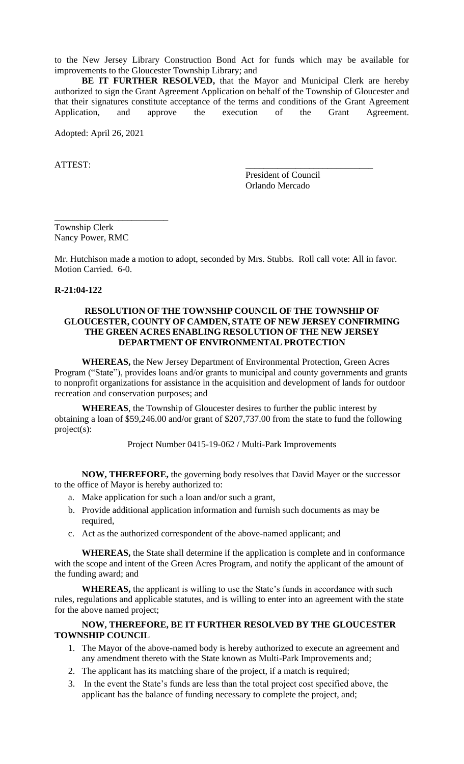to the New Jersey Library Construction Bond Act for funds which may be available for improvements to the Gloucester Township Library; and

**BE IT FURTHER RESOLVED,** that the Mayor and Municipal Clerk are hereby authorized to sign the Grant Agreement Application on behalf of the Township of Gloucester and that their signatures constitute acceptance of the terms and conditions of the Grant Agreement Application, and approve the execution of the Grant Agreement.

Adopted: April 26, 2021

ATTEST:

\_\_\_\_\_\_\_\_\_\_\_\_\_\_\_\_\_\_\_\_\_\_\_\_\_\_\_\_
President of Council
Orlando Mercado

\_\_\_\_\_\_\_\_\_\_\_\_\_\_\_\_\_\_\_\_\_\_\_\_\_
Township Clerk
Nancy Power, RMC

Mr. Hutchison made a motion to adopt, seconded by Mrs. Stubbs. Roll call vote: All in favor. Motion Carried. 6-0.

**R-21:04-122**

**RESOLUTION OF THE TOWNSHIP COUNCIL OF THE TOWNSHIP OF GLOUCESTER, COUNTY OF CAMDEN, STATE OF NEW JERSEY CONFIRMING THE GREEN ACRES ENABLING RESOLUTION OF THE NEW JERSEY DEPARTMENT OF ENVIRONMENTAL PROTECTION**

**WHEREAS,** the New Jersey Department of Environmental Protection, Green Acres Program ("State"), provides loans and/or grants to municipal and county governments and grants to nonprofit organizations for assistance in the acquisition and development of lands for outdoor recreation and conservation purposes; and

**WHEREAS**, the Township of Gloucester desires to further the public interest by obtaining a loan of $59,246.00 and/or grant of $207,737.00 from the state to fund the following project(s):

Project Number 0415-19-062 / Multi-Park Improvements

**NOW, THEREFORE,** the governing body resolves that David Mayer or the successor to the office of Mayor is hereby authorized to:

a. Make application for such a loan and/or such a grant,
b. Provide additional application information and furnish such documents as may be required,
c. Act as the authorized correspondent of the above-named applicant; and

**WHEREAS,** the State shall determine if the application is complete and in conformance with the scope and intent of the Green Acres Program, and notify the applicant of the amount of the funding award; and

**WHEREAS,** the applicant is willing to use the State's funds in accordance with such rules, regulations and applicable statutes, and is willing to enter into an agreement with the state for the above named project;

**NOW, THEREFORE, BE IT FURTHER RESOLVED BY THE GLOUCESTER TOWNSHIP COUNCIL**

1. The Mayor of the above-named body is hereby authorized to execute an agreement and any amendment thereto with the State known as Multi-Park Improvements and;
2. The applicant has its matching share of the project, if a match is required;
3. In the event the State's funds are less than the total project cost specified above, the applicant has the balance of funding necessary to complete the project, and;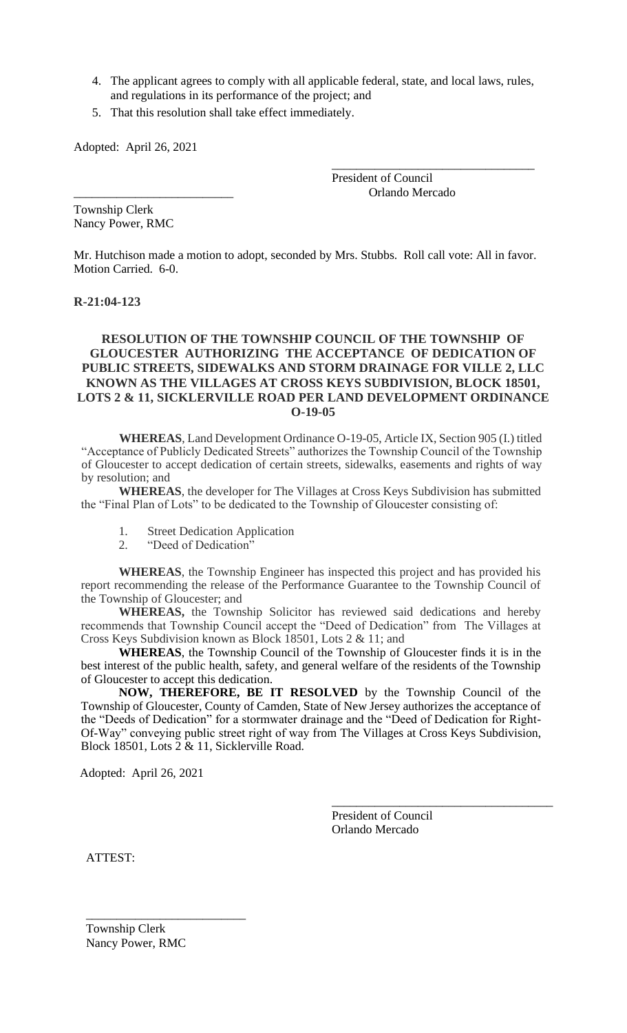4. The applicant agrees to comply with all applicable federal, state, and local laws, rules, and regulations in its performance of the project; and
5. That this resolution shall take effect immediately.

Adopted: April 26, 2021

\_\_\_\_\_\_\_\_\_\_\_\_\_\_\_\_\_\_\_\_\_\_\_\_\_\_\_\_\_\_\_\_\_\_
President of Council
Orlando Mercado

\_\_\_\_\_\_\_\_\_\_\_\_\_\_\_\_\_\_\_\_\_\_\_\_\_\_\_
Township Clerk
Nancy Power, RMC

Mr. Hutchison made a motion to adopt, seconded by Mrs. Stubbs. Roll call vote: All in favor. Motion Carried. 6-0.

**R-21:04-123**

**RESOLUTION OF THE TOWNSHIP COUNCIL OF THE TOWNSHIP OF GLOUCESTER AUTHORIZING THE ACCEPTANCE OF DEDICATION OF PUBLIC STREETS, SIDEWALKS AND STORM DRAINAGE FOR VILLE 2, LLC KNOWN AS THE VILLAGES AT CROSS KEYS SUBDIVISION, BLOCK 18501, LOTS 2 & 11, SICKLERVILLE ROAD PER LAND DEVELOPMENT ORDINANCE O-19-05**

**WHEREAS**, Land Development Ordinance O-19-05, Article IX, Section 905 (I.) titled "Acceptance of Publicly Dedicated Streets" authorizes the Township Council of the Township of Gloucester to accept dedication of certain streets, sidewalks, easements and rights of way by resolution; and

**WHEREAS**, the developer for The Villages at Cross Keys Subdivision has submitted the "Final Plan of Lots" to be dedicated to the Township of Gloucester consisting of:

1. Street Dedication Application
2. "Deed of Dedication"

**WHEREAS**, the Township Engineer has inspected this project and has provided his report recommending the release of the Performance Guarantee to the Township Council of the Township of Gloucester; and

**WHEREAS,** the Township Solicitor has reviewed said dedications and hereby recommends that Township Council accept the "Deed of Dedication" from The Villages at Cross Keys Subdivision known as Block 18501, Lots 2 & 11; and

**WHEREAS**, the Township Council of the Township of Gloucester finds it is in the best interest of the public health, safety, and general welfare of the residents of the Township of Gloucester to accept this dedication.

**NOW, THEREFORE, BE IT RESOLVED** by the Township Council of the Township of Gloucester, County of Camden, State of New Jersey authorizes the acceptance of the "Deeds of Dedication" for a stormwater drainage and the "Deed of Dedication for Right-Of-Way" conveying public street right of way from The Villages at Cross Keys Subdivision, Block 18501, Lots 2 & 11, Sicklerville Road.

Adopted: April 26, 2021

\_\_\_\_\_\_\_\_\_\_\_\_\_\_\_\_\_\_\_\_\_\_\_\_\_\_\_\_\_\_\_\_\_\_\_\_\_
President of Council
Orlando Mercado

ATTEST:

\_\_\_\_\_\_\_\_\_\_\_\_\_\_\_\_\_\_\_\_\_\_\_\_\_\_\_
Township Clerk
Nancy Power, RMC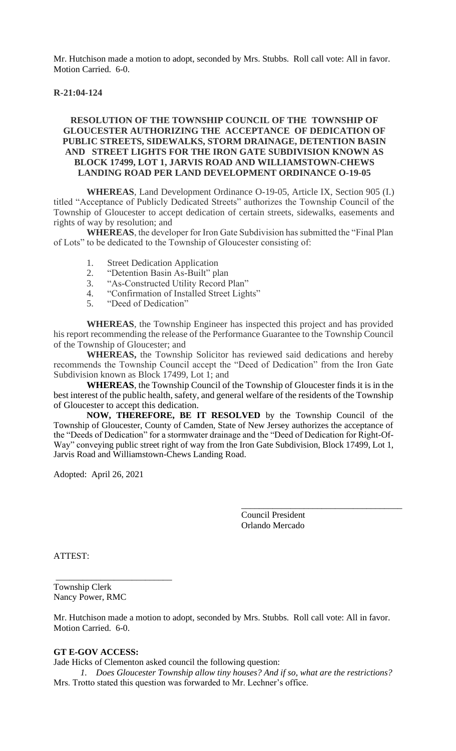Mr. Hutchison made a motion to adopt, seconded by Mrs. Stubbs. Roll call vote: All in favor. Motion Carried. 6-0.

**R-21:04-124**

**RESOLUTION OF THE TOWNSHIP COUNCIL OF THE TOWNSHIP OF GLOUCESTER AUTHORIZING THE ACCEPTANCE OF DEDICATION OF PUBLIC STREETS, SIDEWALKS, STORM DRAINAGE, DETENTION BASIN AND STREET LIGHTS FOR THE IRON GATE SUBDIVISION KNOWN AS BLOCK 17499, LOT 1, JARVIS ROAD AND WILLIAMSTOWN-CHEWS LANDING ROAD PER LAND DEVELOPMENT ORDINANCE O-19-05**

**WHEREAS**, Land Development Ordinance O-19-05, Article IX, Section 905 (I.) titled "Acceptance of Publicly Dedicated Streets" authorizes the Township Council of the Township of Gloucester to accept dedication of certain streets, sidewalks, easements and rights of way by resolution; and

**WHEREAS**, the developer for Iron Gate Subdivision has submitted the "Final Plan of Lots" to be dedicated to the Township of Gloucester consisting of:

1. Street Dedication Application
2. "Detention Basin As-Built" plan
3. "As-Constructed Utility Record Plan"
4. "Confirmation of Installed Street Lights"
5. "Deed of Dedication"

**WHEREAS**, the Township Engineer has inspected this project and has provided his report recommending the release of the Performance Guarantee to the Township Council of the Township of Gloucester; and

**WHEREAS,** the Township Solicitor has reviewed said dedications and hereby recommends the Township Council accept the "Deed of Dedication" from the Iron Gate Subdivision known as Block 17499, Lot 1; and

**WHEREAS**, the Township Council of the Township of Gloucester finds it is in the best interest of the public health, safety, and general welfare of the residents of the Township of Gloucester to accept this dedication.

**NOW, THEREFORE, BE IT RESOLVED** by the Township Council of the Township of Gloucester, County of Camden, State of New Jersey authorizes the acceptance of the "Deeds of Dedication" for a stormwater drainage and the "Deed of Dedication for Right-Of-Way" conveying public street right of way from the Iron Gate Subdivision, Block 17499, Lot 1, Jarvis Road and Williamstown-Chews Landing Road.

Adopted: April 26, 2021

\_\_\_\_\_\_\_\_\_\_\_\_\_\_\_\_\_\_\_\_\_\_\_\_\_\_\_\_\_\_\_\_\_\_\_\_
Council President
Orlando Mercado

ATTEST:

\_\_\_\_\_\_\_\_\_\_\_\_\_\_\_\_\_\_\_\_\_\_\_\_\_\_
Township Clerk
Nancy Power, RMC

Mr. Hutchison made a motion to adopt, seconded by Mrs. Stubbs. Roll call vote: All in favor. Motion Carried. 6-0.

**GT E-GOV ACCESS:**

Jade Hicks of Clementon asked council the following question:

1. *Does Gloucester Township allow tiny houses? And if so, what are the restrictions?*

Mrs. Trotto stated this question was forwarded to Mr. Lechner's office.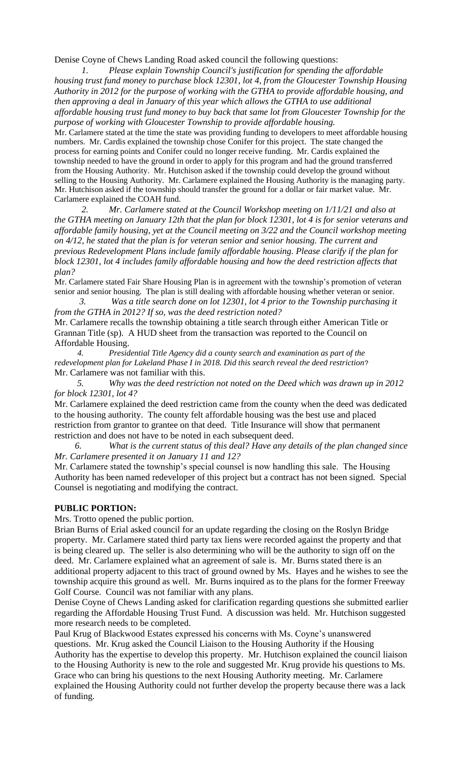Denise Coyne of Chews Landing Road asked council the following questions:

*1. Please explain Township Council's justification for spending the affordable housing trust fund money to purchase block 12301, lot 4, from the Gloucester Township Housing Authority in 2012 for the purpose of working with the GTHA to provide affordable housing, and then approving a deal in January of this year which allows the GTHA to use additional affordable housing trust fund money to buy back that same lot from Gloucester Township for the purpose of working with Gloucester Township to provide affordable housing.*

Mr. Carlamere stated at the time the state was providing funding to developers to meet affordable housing numbers. Mr. Cardis explained the township chose Conifer for this project. The state changed the process for earning points and Conifer could no longer receive funding. Mr. Cardis explained the township needed to have the ground in order to apply for this program and had the ground transferred from the Housing Authority. Mr. Hutchison asked if the township could develop the ground without selling to the Housing Authority. Mr. Carlamere explained the Housing Authority is the managing party. Mr. Hutchison asked if the township should transfer the ground for a dollar or fair market value. Mr. Carlamere explained the COAH fund.

*2. Mr. Carlamere stated at the Council Workshop meeting on 1/11/21 and also at the GTHA meeting on January 12th that the plan for block 12301, lot 4 is for senior veterans and affordable family housing, yet at the Council meeting on 3/22 and the Council workshop meeting on 4/12, he stated that the plan is for veteran senior and senior housing. The current and previous Redevelopment Plans include family affordable housing. Please clarify if the plan for block 12301, lot 4 includes family affordable housing and how the deed restriction affects that plan?*

Mr. Carlamere stated Fair Share Housing Plan is in agreement with the township's promotion of veteran senior and senior housing. The plan is still dealing with affordable housing whether veteran or senior.

*3. Was a title search done on lot 12301, lot 4 prior to the Township purchasing it from the GTHA in 2012? If so, was the deed restriction noted?*

Mr. Carlamere recalls the township obtaining a title search through either American Title or Grannan Title (sp). A HUD sheet from the transaction was reported to the Council on Affordable Housing.

*4. Presidential Title Agency did a county search and examination as part of the redevelopment plan for Lakeland Phase I in 2018. Did this search reveal the deed restriction?*

Mr. Carlamere was not familiar with this.

*5. Why was the deed restriction not noted on the Deed which was drawn up in 2012 for block 12301, lot 4?*

Mr. Carlamere explained the deed restriction came from the county when the deed was dedicated to the housing authority. The county felt affordable housing was the best use and placed restriction from grantor to grantee on that deed. Title Insurance will show that permanent restriction and does not have to be noted in each subsequent deed.

*6. What is the current status of this deal? Have any details of the plan changed since Mr. Carlamere presented it on January 11 and 12?*

Mr. Carlamere stated the township's special counsel is now handling this sale. The Housing Authority has been named redeveloper of this project but a contract has not been signed. Special Counsel is negotiating and modifying the contract.

**PUBLIC PORTION:**

Mrs. Trotto opened the public portion.

Brian Burns of Erial asked council for an update regarding the closing on the Roslyn Bridge property. Mr. Carlamere stated third party tax liens were recorded against the property and that is being cleared up. The seller is also determining who will be the authority to sign off on the deed. Mr. Carlamere explained what an agreement of sale is. Mr. Burns stated there is an additional property adjacent to this tract of ground owned by Ms. Hayes and he wishes to see the township acquire this ground as well. Mr. Burns inquired as to the plans for the former Freeway Golf Course. Council was not familiar with any plans.

Denise Coyne of Chews Landing asked for clarification regarding questions she submitted earlier regarding the Affordable Housing Trust Fund. A discussion was held. Mr. Hutchison suggested more research needs to be completed.

Paul Krug of Blackwood Estates expressed his concerns with Ms. Coyne's unanswered questions. Mr. Krug asked the Council Liaison to the Housing Authority if the Housing Authority has the expertise to develop this property. Mr. Hutchison explained the council liaison to the Housing Authority is new to the role and suggested Mr. Krug provide his questions to Ms. Grace who can bring his questions to the next Housing Authority meeting. Mr. Carlamere explained the Housing Authority could not further develop the property because there was a lack of funding.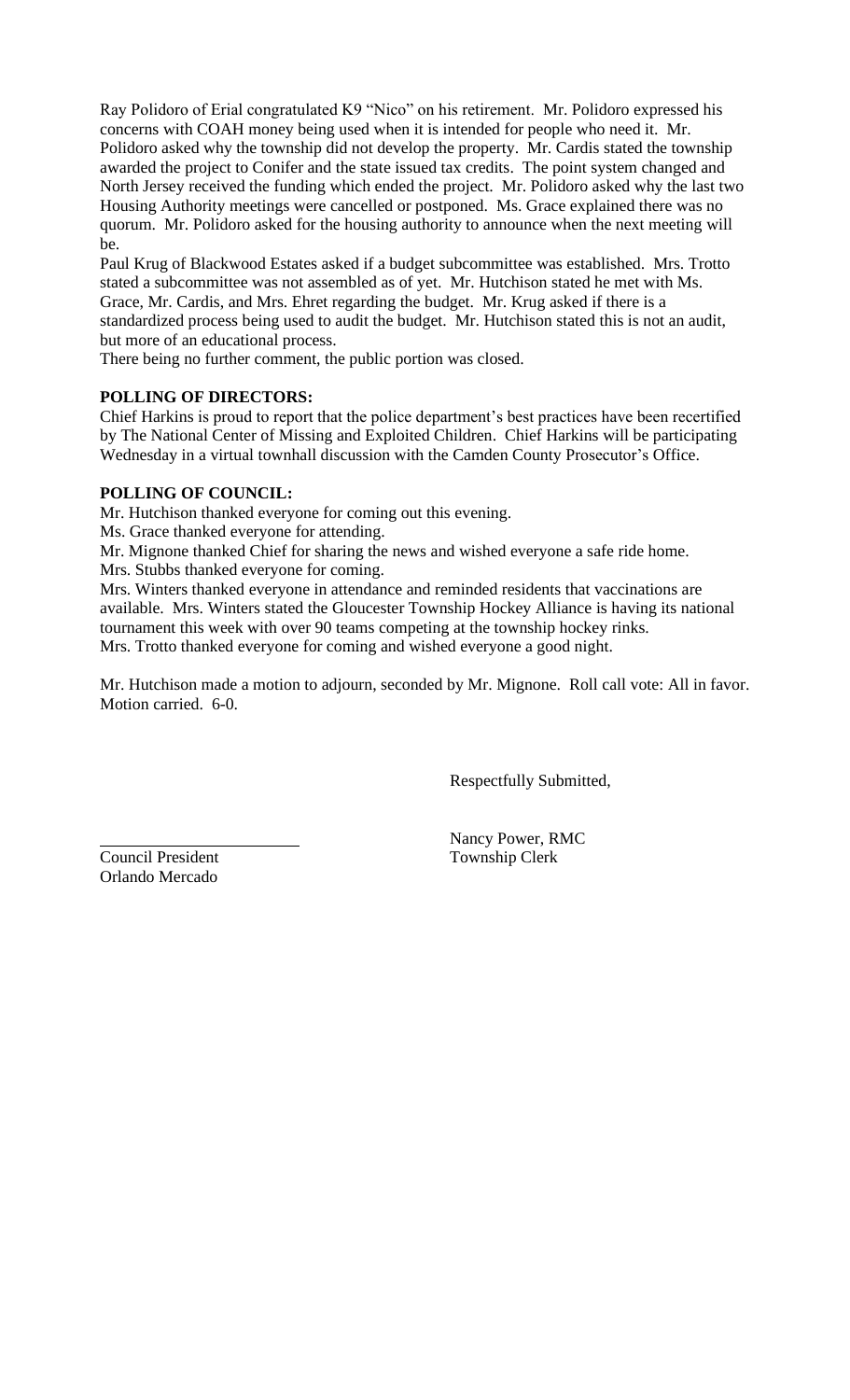Ray Polidoro of Erial congratulated K9 "Nico" on his retirement. Mr. Polidoro expressed his concerns with COAH money being used when it is intended for people who need it. Mr. Polidoro asked why the township did not develop the property. Mr. Cardis stated the township awarded the project to Conifer and the state issued tax credits. The point system changed and North Jersey received the funding which ended the project. Mr. Polidoro asked why the last two Housing Authority meetings were cancelled or postponed. Ms. Grace explained there was no quorum. Mr. Polidoro asked for the housing authority to announce when the next meeting will be.

Paul Krug of Blackwood Estates asked if a budget subcommittee was established. Mrs. Trotto stated a subcommittee was not assembled as of yet. Mr. Hutchison stated he met with Ms. Grace, Mr. Cardis, and Mrs. Ehret regarding the budget. Mr. Krug asked if there is a standardized process being used to audit the budget. Mr. Hutchison stated this is not an audit, but more of an educational process.

There being no further comment, the public portion was closed.

**POLLING OF DIRECTORS:**

Chief Harkins is proud to report that the police department's best practices have been recertified by The National Center of Missing and Exploited Children. Chief Harkins will be participating Wednesday in a virtual townhall discussion with the Camden County Prosecutor's Office.

**POLLING OF COUNCIL:**

Mr. Hutchison thanked everyone for coming out this evening.

Ms. Grace thanked everyone for attending.

Mr. Mignone thanked Chief for sharing the news and wished everyone a safe ride home.

Mrs. Stubbs thanked everyone for coming.

Mrs. Winters thanked everyone in attendance and reminded residents that vaccinations are available. Mrs. Winters stated the Gloucester Township Hockey Alliance is having its national tournament this week with over 90 teams competing at the township hockey rinks.

Mrs. Trotto thanked everyone for coming and wished everyone a good night.

Mr. Hutchison made a motion to adjourn, seconded by Mr. Mignone. Roll call vote: All in favor. Motion carried. 6-0.

Respectfully Submitted,

Nancy Power, RMC
Township Clerk

Council President
Orlando Mercado